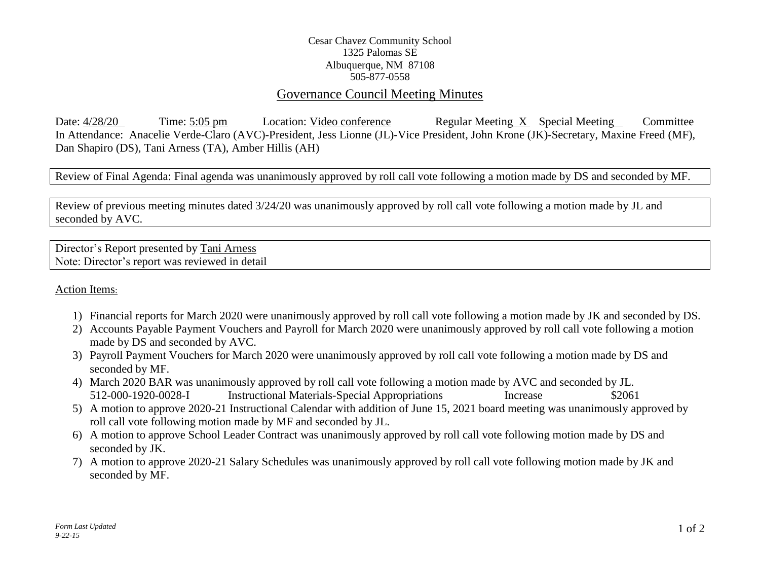Cesar Chavez Community School
1325 Palomas SE
Albuquerque, NM 87108
505-877-0558

# Governance Council Meeting Minutes

Date: 4/28/20 Time: 5:05 pm Location: Video conference Regular Meeting X Special Meeting__ Committee

In Attendance: Anacelie Verde-Claro (AVC)-President, Jess Lionne (JL)-Vice President, John Krone (JK)-Secretary, Maxine Freed (MF), Dan Shapiro (DS), Tani Arness (TA), Amber Hillis (AH)

Review of Final Agenda: Final agenda was unanimously approved by roll call vote following a motion made by DS and seconded by MF.

Review of previous meeting minutes dated 3/24/20 was unanimously approved by roll call vote following a motion made by JL and seconded by AVC.

Director's Report presented by Tani Arness
Note: Director's report was reviewed in detail

Action Items:

1) Financial reports for March 2020 were unanimously approved by roll call vote following a motion made by JK and seconded by DS.
2) Accounts Payable Payment Vouchers and Payroll for March 2020 were unanimously approved by roll call vote following a motion made by DS and seconded by AVC.
3) Payroll Payment Vouchers for March 2020 were unanimously approved by roll call vote following a motion made by DS and seconded by MF.
4) March 2020 BAR was unanimously approved by roll call vote following a motion made by AVC and seconded by JL.
   512-000-1920-0028-I Instructional Materials-Special Appropriations Increase $2061
5) A motion to approve 2020-21 Instructional Calendar with addition of June 15, 2021 board meeting was unanimously approved by roll call vote following motion made by MF and seconded by JL.
6) A motion to approve School Leader Contract was unanimously approved by roll call vote following motion made by DS and seconded by JK.
7) A motion to approve 2020-21 Salary Schedules was unanimously approved by roll call vote following motion made by JK and seconded by MF.

*Form Last Updated 9-22-15*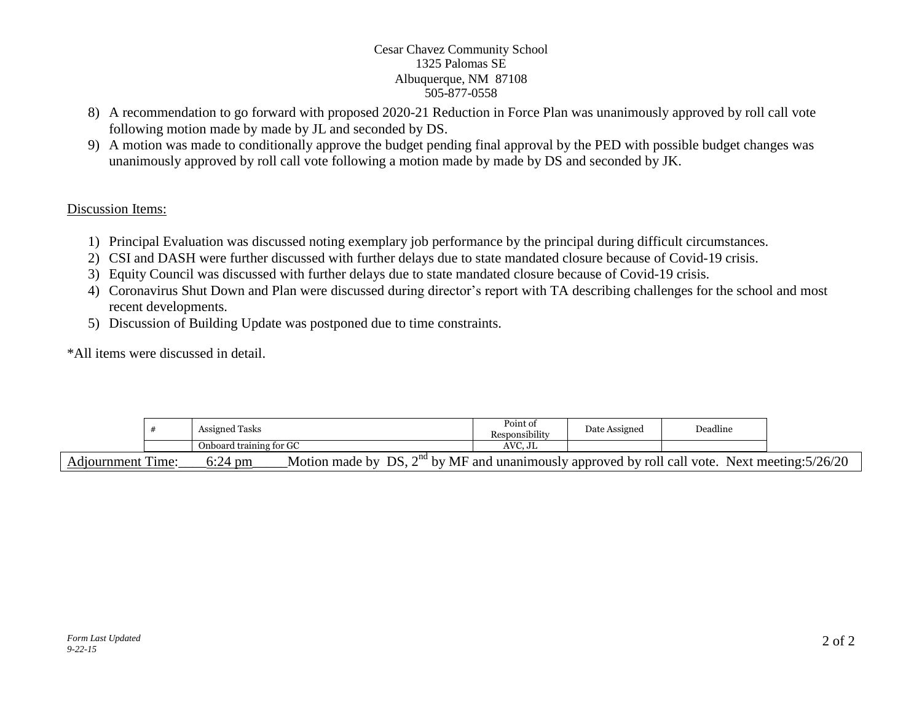Cesar Chavez Community School
1325 Palomas SE
Albuquerque, NM 87108
505-877-0558

8) A recommendation to go forward with proposed 2020-21 Reduction in Force Plan was unanimously approved by roll call vote following motion made by made by JL and seconded by DS.
9) A motion was made to conditionally approve the budget pending final approval by the PED with possible budget changes was unanimously approved by roll call vote following a motion made by made by DS and seconded by JK.

Discussion Items:

1) Principal Evaluation was discussed noting exemplary job performance by the principal during difficult circumstances.
2) CSI and DASH were further discussed with further delays due to state mandated closure because of Covid-19 crisis.
3) Equity Council was discussed with further delays due to state mandated closure because of Covid-19 crisis.
4) Coronavirus Shut Down and Plan were discussed during director's report with TA describing challenges for the school and most recent developments.
5) Discussion of Building Update was postponed due to time constraints.

*All items were discussed in detail.

| # | Assigned Tasks | Point of Responsibility | Date Assigned | Deadline |
|---|---|---|---|---|
| | Onboard training for GC | AVC, JL | | |

Adjournment Time:____6:24 pm_____Motion made by DS, 2nd by MF and unanimously approved by roll call vote. Next meeting:5/26/20

*Form Last Updated 9-22-15*